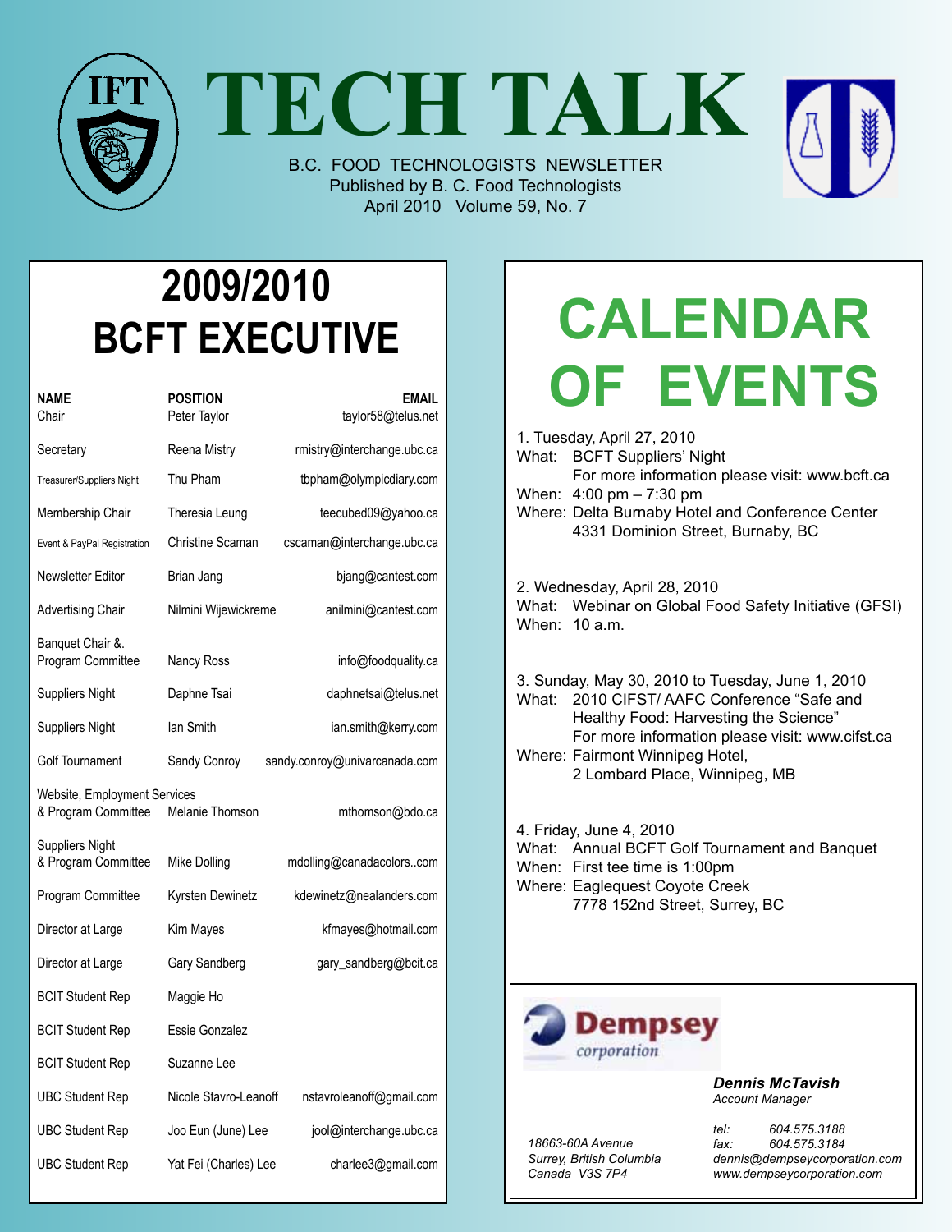# TECH TALK

B.C. FOOD TECHNOLOGISTS NEWSLETTER
Published by B. C. Food Technologists
April 2010 Volume 59, No. 7

## 2009/2010 BCFT EXECUTIVE

| NAME | POSITION | EMAIL |
|---|---|---|
| Chair | Peter Taylor | taylor58@telus.net |
| Secretary | Reena Mistry | rmistry@interchange.ubc.ca |
| Treasurer/Suppliers Night | Thu Pham | tbpham@olympicdiary.com |
| Membership Chair | Theresia Leung | teecubed09@yahoo.ca |
| Event & PayPal Registration | Christine Scaman | cscaman@interchange.ubc.ca |
| Newsletter Editor | Brian Jang | bjang@cantest.com |
| Advertising Chair | Nilmini Wijewickreme | anilmini@cantest.com |
| Banquet Chair & Program Committee | Nancy Ross | info@foodquality.ca |
| Suppliers Night | Daphne Tsai | daphnetsai@telus.net |
| Suppliers Night | Ian Smith | ian.smith@kerry.com |
| Golf Tournament | Sandy Conroy | sandy.conroy@univarcanada.com |
| Website, Employment Services & Program Committee | Melanie Thomson | mthomson@bdo.ca |
| Suppliers Night & Program Committee | Mike Dolling | mdolling@canadacolors..com |
| Program Committee | Kyrsten Dewinetz | kdewinetz@nealanders.com |
| Director at Large | Kim Mayes | kfmayes@hotmail.com |
| Director at Large | Gary Sandberg | gary_sandberg@bcit.ca |
| BCIT Student Rep | Maggie Ho | |
| BCIT Student Rep | Essie Gonzalez | |
| BCIT Student Rep | Suzanne Lee | |
| UBC Student Rep | Nicole Stavro-Leanoff | nstavroleanoff@gmail.com |
| UBC Student Rep | Joo Eun (June) Lee | jool@interchange.ubc.ca |
| UBC Student Rep | Yat Fei (Charles) Lee | charlee3@gmail.com |

## CALENDAR OF EVENTS

1. Tuesday, April 27, 2010
What: BCFT Suppliers' Night
For more information please visit: www.bcft.ca
When: 4:00 pm – 7:30 pm
Where: Delta Burnaby Hotel and Conference Center
4331 Dominion Street, Burnaby, BC

2. Wednesday, April 28, 2010
What: Webinar on Global Food Safety Initiative (GFSI)
When: 10 a.m.

3. Sunday, May 30, 2010 to Tuesday, June 1, 2010
What: 2010 CIFST/ AAFC Conference "Safe and Healthy Food: Harvesting the Science"
For more information please visit: www.cifst.ca
Where: Fairmont Winnipeg Hotel,
2 Lombard Place, Winnipeg, MB

4. Friday, June 4, 2010
What: Annual BCFT Golf Tournament and Banquet
When: First tee time is 1:00pm
Where: Eaglequest Coyote Creek
7778 152nd Street, Surrey, BC

**Dempsey corporation**

***Dennis McTavish***
*Account Manager*

*18663-60A Avenue*
*Surrey, British Columbia*
*Canada V3S 7P4*

*tel: 604.575.3188*
*fax: 604.575.3184*
*dennis@dempseycorporation.com*
*www.dempseycorporation.com*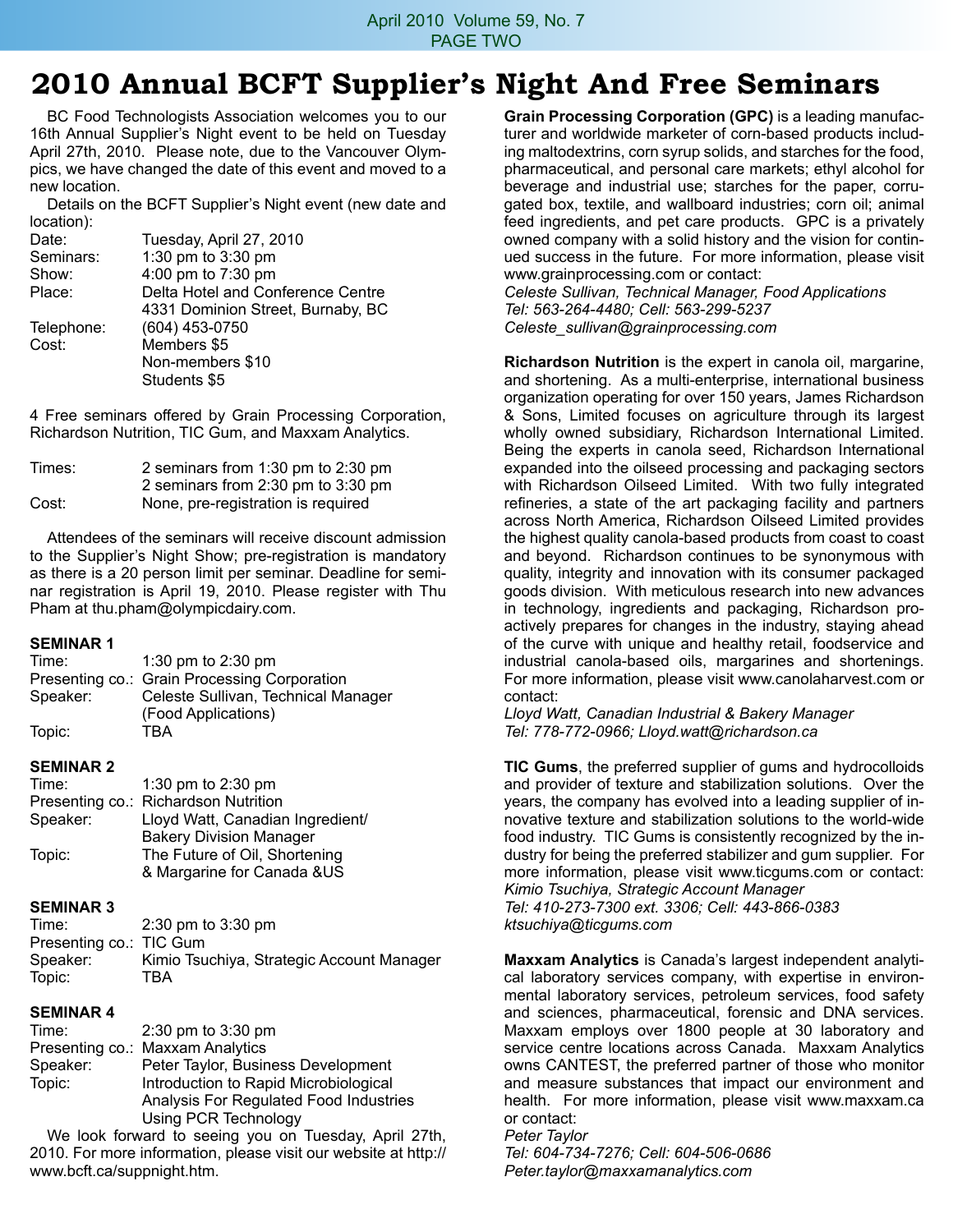// 2010 Annual BCFT Supplier's Night And Free Seminars

BC Food Technologists Association welcomes you to our 16th Annual Supplier's Night event to be held on Tuesday April 27th, 2010. Please note, due to the Vancouver Olympics, we have changed the date of this event and moved to a new location.

Details on the BCFT Supplier's Night event (new date and location):

| | |
|---|---|
| Date: | Tuesday, April 27, 2010 |
| Seminars: | 1:30 pm to 3:30 pm |
| Show: | 4:00 pm to 7:30 pm |
| Place: | Delta Hotel and Conference Centre<br>4331 Dominion Street, Burnaby, BC |
| Telephone: | (604) 453-0750 |
| Cost: | Members $5<br>Non-members $10<br>Students $5 |

4 Free seminars offered by Grain Processing Corporation, Richardson Nutrition, TIC Gum, and Maxxam Analytics.

| | |
|---|---|
| Times: | 2 seminars from 1:30 pm to 2:30 pm<br>2 seminars from 2:30 pm to 3:30 pm |
| Cost: | None, pre-registration is required |

Attendees of the seminars will receive discount admission to the Supplier's Night Show; pre-registration is mandatory as there is a 20 person limit per seminar. Deadline for seminar registration is April 19, 2010. Please register with Thu Pham at thu.pham@olympicdairy.com.

**SEMINAR 1**

| | |
|---|---|
| Time: | 1:30 pm to 2:30 pm |
| Presenting co.: | Grain Processing Corporation |
| Speaker: | Celeste Sullivan, Technical Manager (Food Applications) |
| Topic: | TBA |

**SEMINAR 2**

| | |
|---|---|
| Time: | 1:30 pm to 2:30 pm |
| Presenting co.: | Richardson Nutrition |
| Speaker: | Lloyd Watt, Canadian Ingredient/ Bakery Division Manager |
| Topic: | The Future of Oil, Shortening & Margarine for Canada &US |

**SEMINAR 3**

| | |
|---|---|
| Time: | 2:30 pm to 3:30 pm |
| Presenting co.: | TIC Gum |
| Speaker: | Kimio Tsuchiya, Strategic Account Manager |
| Topic: | TBA |

**SEMINAR 4**

| | |
|---|---|
| Time: | 2:30 pm to 3:30 pm |
| Presenting co.: | Maxxam Analytics |
| Speaker: | Peter Taylor, Business Development |
| Topic: | Introduction to Rapid Microbiological Analysis For Regulated Food Industries Using PCR Technology |

We look forward to seeing you on Tuesday, April 27th, 2010. For more information, please visit our website at http://www.bcft.ca/suppnight.htm.

**Grain Processing Corporation (GPC)** is a leading manufacturer and worldwide marketer of corn-based products including maltodextrins, corn syrup solids, and starches for the food, pharmaceutical, and personal care markets; ethyl alcohol for beverage and industrial use; starches for the paper, corrugated box, textile, and wallboard industries; corn oil; animal feed ingredients, and pet care products. GPC is a privately owned company with a solid history and the vision for continued success in the future. For more information, please visit www.grainprocessing.com or contact:
*Celeste Sullivan, Technical Manager, Food Applications*
*Tel: 563-264-4480; Cell: 563-299-5237*
*Celeste_sullivan@grainprocessing.com*

**Richardson Nutrition** is the expert in canola oil, margarine, and shortening. As a multi-enterprise, international business organization operating for over 150 years, James Richardson & Sons, Limited focuses on agriculture through its largest wholly owned subsidiary, Richardson International Limited. Being the experts in canola seed, Richardson International expanded into the oilseed processing and packaging sectors with Richardson Oilseed Limited. With two fully integrated refineries, a state of the art packaging facility and partners across North America, Richardson Oilseed Limited provides the highest quality canola-based products from coast to coast and beyond. Richardson continues to be synonymous with quality, integrity and innovation with its consumer packaged goods division. With meticulous research into new advances in technology, ingredients and packaging, Richardson proactively prepares for changes in the industry, staying ahead of the curve with unique and healthy retail, foodservice and industrial canola-based oils, margarines and shortenings. For more information, please visit www.canolaharvest.com or contact:
*Lloyd Watt, Canadian Industrial & Bakery Manager*
*Tel: 778-772-0966; Lloyd.watt@richardson.ca*

**TIC Gums**, the preferred supplier of gums and hydrocolloids and provider of texture and stabilization solutions. Over the years, the company has evolved into a leading supplier of innovative texture and stabilization solutions to the world-wide food industry. TIC Gums is consistently recognized by the industry for being the preferred stabilizer and gum supplier. For more information, please visit www.ticgums.com or contact:
*Kimio Tsuchiya, Strategic Account Manager*
*Tel: 410-273-7300 ext. 3306; Cell: 443-866-0383*
*ktsuchiya@ticgums.com*

**Maxxam Analytics** is Canada's largest independent analytical laboratory services company, with expertise in environmental laboratory services, petroleum services, food safety and sciences, pharmaceutical, forensic and DNA services. Maxxam employs over 1800 people at 30 laboratory and service centre locations across Canada. Maxxam Analytics owns CANTEST, the preferred partner of those who monitor and measure substances that impact our environment and health. For more information, please visit www.maxxam.ca or contact:
*Peter Taylor*
*Tel: 604-734-7276; Cell: 604-506-0686*
*Peter.taylor@maxxamanalytics.com*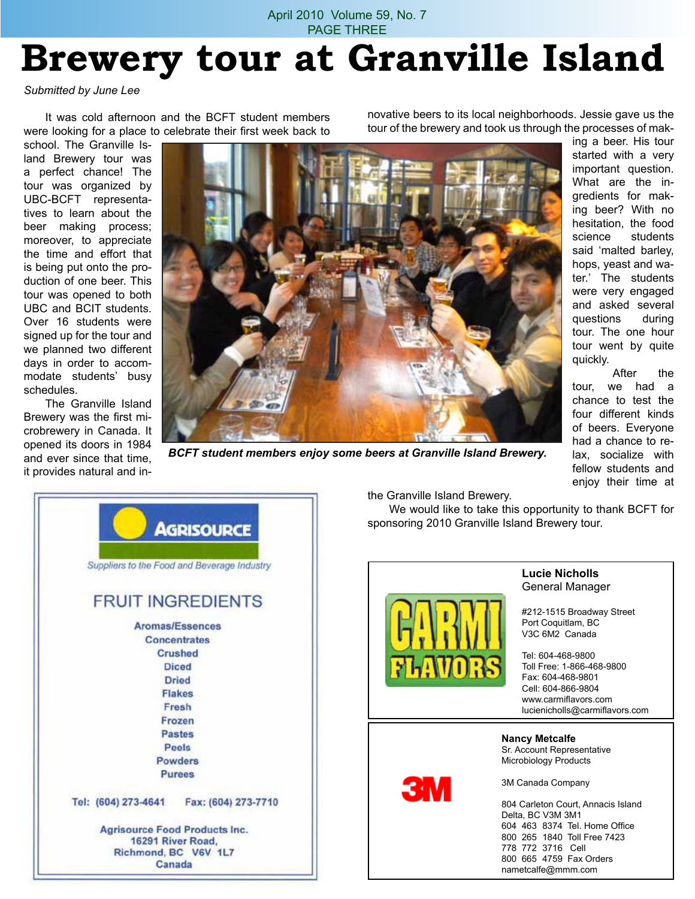# Brewery tour at Granville Island

*Submitted by June Lee*

It was cold afternoon and the BCFT student members were looking for a place to celebrate their first week back to school. The Granville Island Brewery tour was a perfect chance! The tour was organized by UBC-BCFT representatives to learn about the beer making process; moreover, to appreciate the time and effort that is being put onto the production of one beer. This tour was opened to both UBC and BCIT students. Over 16 students were signed up for the tour and we planned two different days in order to accommodate students' busy schedules.

The Granville Island Brewery was the first microbrewery in Canada. It opened its doors in 1984 and ever since that time, it provides natural and innovative beers to its local neighborhoods. Jessie gave us the tour of the brewery and took us through the processes of making a beer. His tour started with a very important question. What are the ingredients for making beer? With no hesitation, the food science students said 'malted barley, hops, yeast and water.' The students were very engaged and asked several questions during tour. The one hour tour went by quite quickly.

***BCFT student members enjoy some beers at Granville Island Brewery.***

After the tour, we had a chance to test the four different kinds of beers. Everyone had a chance to relax, socialize with fellow students and enjoy their time at the Granville Island Brewery.

We would like to take this opportunity to thank BCFT for sponsoring 2010 Granville Island Brewery tour.

---

**AGRISOURCE**

*Suppliers to the Food and Beverage Industry*

**FRUIT INGREDIENTS**

Aromas/Essences
Concentrates
Crushed
Diced
Dried
Flakes
Fresh
Frozen
Pastes
Peels
Powders
Purees

Tel: (604) 273-4641 Fax: (604) 273-7710

Agrisource Food Products Inc.
16291 River Road,
Richmond, BC V6V 1L7
Canada

---

**CARMI FLAVORS**

**Lucie Nicholls**
General Manager

#212-1515 Broadway Street
Port Coquitlam, BC
V3C 6M2 Canada

Tel: 604-468-9800
Toll Free: 1-866-468-9800
Fax: 604-468-9801
Cell: 604-866-9804
www.carmiflavors.com
lucienicholls@carmiflavors.com

---

**3M**

**Nancy Metcalfe**
Sr. Account Representative
Microbiology Products

3M Canada Company

804 Carleton Court, Annacis Island
Delta, BC V3M 3M1
604 463 8374 Tel. Home Office
800 265 1840 Toll Free 7423
778 772 3716 Cell
800 665 4759 Fax Orders
nametcalfe@mmm.com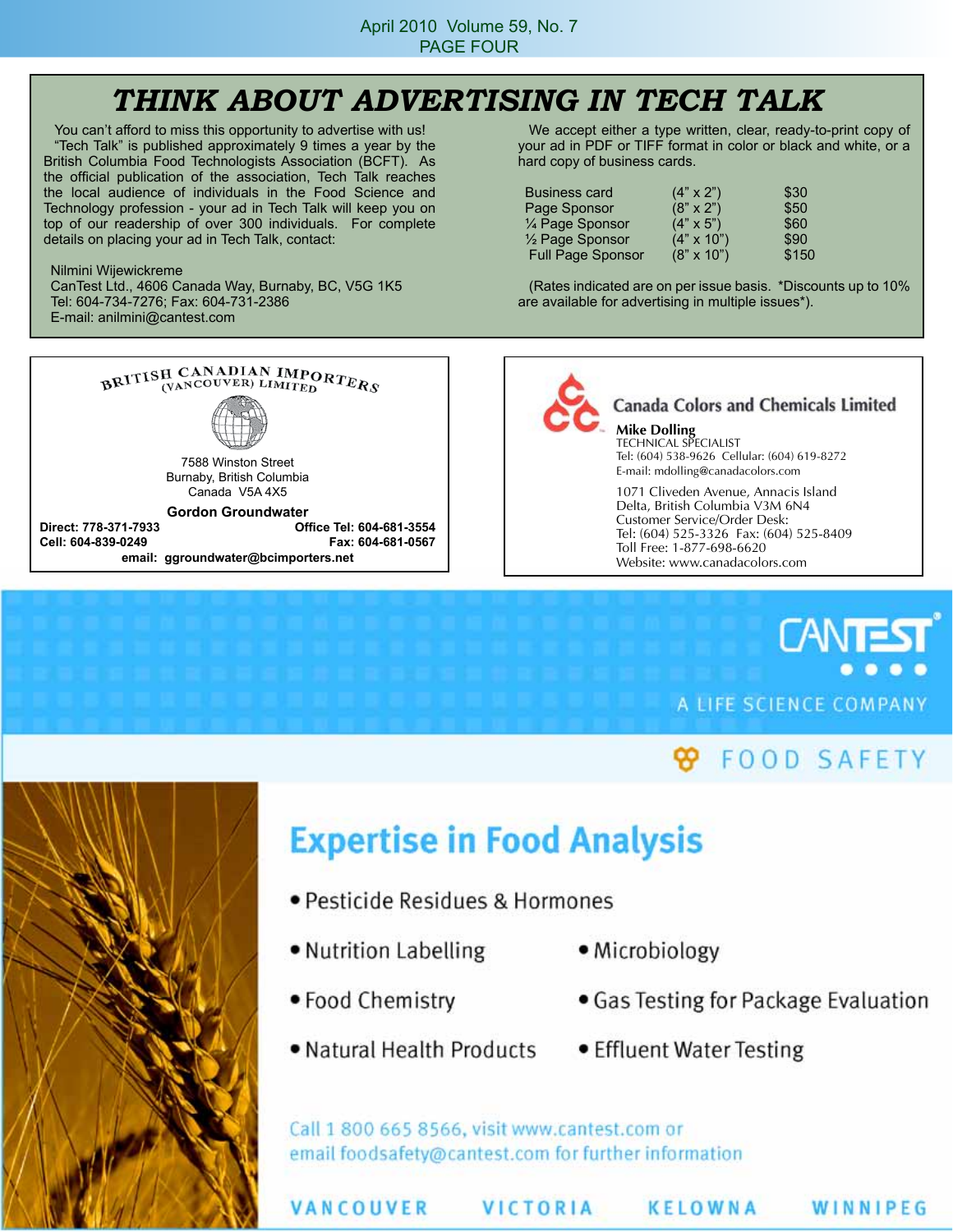# THINK ABOUT ADVERTISING IN TECH TALK

You can't afford to miss this opportunity to advertise with us! "Tech Talk" is published approximately 9 times a year by the British Columbia Food Technologists Association (BCFT). As the official publication of the association, Tech Talk reaches the local audience of individuals in the Food Science and Technology profession - your ad in Tech Talk will keep you on top of our readership of over 300 individuals. For complete details on placing your ad in Tech Talk, contact:

Nilmini Wijewickreme
CanTest Ltd., 4606 Canada Way, Burnaby, BC, V5G 1K5
Tel: 604-734-7276; Fax: 604-731-2386
E-mail: anilmini@cantest.com

We accept either a type written, clear, ready-to-print copy of your ad in PDF or TIFF format in color or black and white, or a hard copy of business cards.

| | | |
|---|---|---|
| Business card | (4" x 2") | $30 |
| Page Sponsor | (8" x 2") | $50 |
| ¼ Page Sponsor | (4" x 5") | $60 |
| ½ Page Sponsor | (4" x 10") | $90 |
| Full Page Sponsor | (8" x 10") | $150 |

(Rates indicated are on per issue basis. *Discounts up to 10% are available for advertising in multiple issues*).

---

**BRITISH CANADIAN IMPORTERS (VANCOUVER) LIMITED**

7588 Winston Street
Burnaby, British Columbia
Canada V5A 4X5

**Gordon Groundwater**
**Direct: 778-371-7933** **Office Tel: 604-681-3554**
**Cell: 604-839-0249** **Fax: 604-681-0567**
**email: ggroundwater@bcimporters.net**

---

**Canada Colors and Chemicals Limited**

**Mike Dolling**
TECHNICAL SPECIALIST
Tel: (604) 538-9626 Cellular: (604) 619-8272
E-mail: mdolling@canadacolors.com

1071 Cliveden Avenue, Annacis Island
Delta, British Columbia V3M 6N4
Customer Service/Order Desk:
Tel: (604) 525-3326 Fax: (604) 525-8409
Toll Free: 1-877-698-6620
Website: www.canadacolors.com

---

**CANTEST** — A LIFE SCIENCE COMPANY

FOOD SAFETY

## Expertise in Food Analysis

- Pesticide Residues & Hormones
- Nutrition Labelling
- Microbiology
- Food Chemistry
- Gas Testing for Package Evaluation
- Natural Health Products
- Effluent Water Testing

Call 1 800 665 8566, visit www.cantest.com or email foodsafety@cantest.com for further information

VANCOUVER VICTORIA KELOWNA WINNIPEG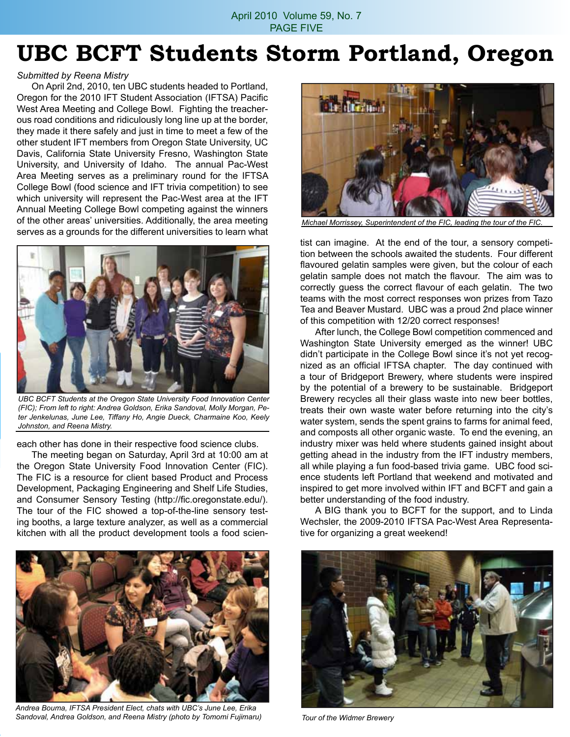// Title
# UBC BCFT Students Storm Portland, Oregon

*Submitted by Reena Mistry*

On April 2nd, 2010, ten UBC students headed to Portland, Oregon for the 2010 IFT Student Association (IFTSA) Pacific West Area Meeting and College Bowl. Fighting the treacherous road conditions and ridiculously long line up at the border, they made it there safely and just in time to meet a few of the other student IFT members from Oregon State University, UC Davis, California State University Fresno, Washington State University, and University of Idaho. The annual Pac-West Area Meeting serves as a preliminary round for the IFTSA College Bowl (food science and IFT trivia competition) to see which university will represent the Pac-West area at the IFT Annual Meeting College Bowl competing against the winners of the other areas' universities. Additionally, the area meeting serves as a grounds for the different universities to learn what each other has done in their respective food science clubs.

*UBC BCFT Students at the Oregon State University Food Innovation Center (FIC); From left to right: Andrea Goldson, Erika Sandoval, Molly Morgan, Peter Jenkelunas, June Lee, Tiffany Ho, Angie Dueck, Charmaine Koo, Keely Johnston, and Reena Mistry.*

The meeting began on Saturday, April 3rd at 10:00 am at the Oregon State University Food Innovation Center (FIC). The FIC is a resource for client based Product and Process Development, Packaging Engineering and Shelf Life Studies, and Consumer Sensory Testing (http://fic.oregonstate.edu/). The tour of the FIC showed a top-of-the-line sensory testing booths, a large texture analyzer, as well as a commercial kitchen with all the product development tools a food scientist can imagine. At the end of the tour, a sensory competition between the schools awaited the students. Four different flavoured gelatin samples were given, but the colour of each gelatin sample does not match the flavour. The aim was to correctly guess the correct flavour of each gelatin. The two teams with the most correct responses won prizes from Tazo Tea and Beaver Mustard. UBC was a proud 2nd place winner of this competition with 12/20 correct responses!

*Andrea Bouma, IFTSA President Elect, chats with UBC's June Lee, Erika Sandoval, Andrea Goldson, and Reena Mistry (photo by Tomomi Fujimaru)*

*Michael Morrissey, Superintendent of the FIC, leading the tour of the FIC.*

After lunch, the College Bowl competition commenced and Washington State University emerged as the winner! UBC didn't participate in the College Bowl since it's not yet recognized as an official IFTSA chapter. The day continued with a tour of Bridgeport Brewery, where students were inspired by the potential of a brewery to be sustainable. Bridgeport Brewery recycles all their glass waste into new beer bottles, treats their own waste water before returning into the city's water system, sends the spent grains to farms for animal feed, and composts all other organic waste. To end the evening, an industry mixer was held where students gained insight about getting ahead in the industry from the IFT industry members, all while playing a fun food-based trivia game. UBC food science students left Portland that weekend and motivated and inspired to get more involved within IFT and BCFT and gain a better understanding of the food industry.

A BIG thank you to BCFT for the support, and to Linda Wechsler, the 2009-2010 IFTSA Pac-West Area Representative for organizing a great weekend!

*Tour of the Widmer Brewery*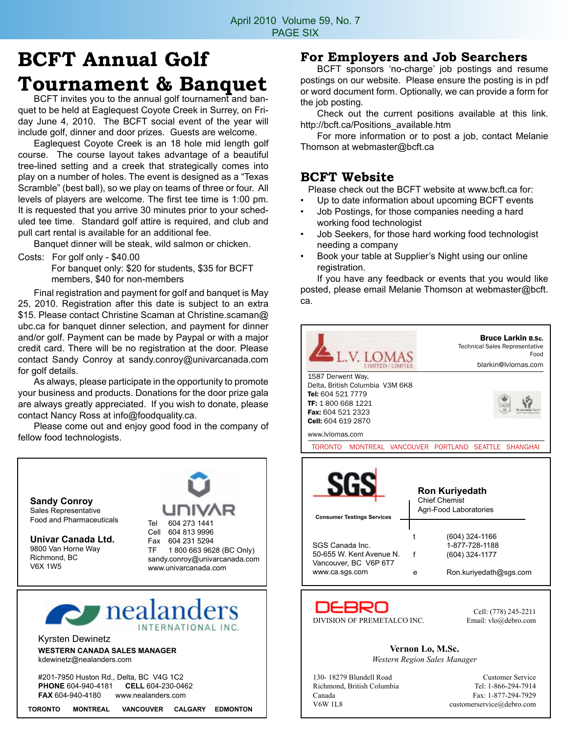# BCFT Annual Golf Tournament & Banquet

BCFT invites you to the annual golf tournament and banquet to be held at Eaglequest Coyote Creek in Surrey, on Friday June 4, 2010. The BCFT social event of the year will include golf, dinner and door prizes. Guests are welcome.

Eaglequest Coyote Creek is an 18 hole mid length golf course. The course layout takes advantage of a beautiful tree-lined setting and a creek that strategically comes into play on a number of holes. The event is designed as a "Texas Scramble" (best ball), so we play on teams of three or four. All levels of players are welcome. The first tee time is 1:00 pm. It is requested that you arrive 30 minutes prior to your scheduled tee time. Standard golf attire is required, and club and pull cart rental is available for an additional fee.

Banquet dinner will be steak, wild salmon or chicken.

Costs: For golf only - $40.00
For banquet only: $20 for students, $35 for BCFT members, $40 for non-members

Final registration and payment for golf and banquet is May 25, 2010. Registration after this date is subject to an extra $15. Please contact Christine Scaman at Christine.scaman@ubc.ca for banquet dinner selection, and payment for dinner and/or golf. Payment can be made by Paypal or with a major credit card. There will be no registration at the door. Please contact Sandy Conroy at sandy.conroy@univarcanada.com for golf details.

As always, please participate in the opportunity to promote your business and products. Donations for the door prize gala are always greatly appreciated. If you wish to donate, please contact Nancy Ross at info@foodquality.ca.

Please come out and enjoy good food in the company of fellow food technologists.

## For Employers and Job Searchers

BCFT sponsors 'no-charge' job postings and resume postings on our website. Please ensure the posting is in pdf or word document form. Optionally, we can provide a form for the job posting.

Check out the current positions available at this link. http://bcft.ca/Positions_available.htm

For more information or to post a job, contact Melanie Thomson at webmaster@bcft.ca

## BCFT Website

Please check out the BCFT website at www.bcft.ca for:

- Up to date information about upcoming BCFT events
- Job Postings, for those companies needing a hard working food technologist
- Job Seekers, for those hard working food technologist needing a company
- Book your table at Supplier's Night using our online registration.

If you have any feedback or events that you would like posted, please email Melanie Thomson at webmaster@bcft.ca.

---

**Sandy Conroy**
Sales Representative
Food and Pharmaceuticals

**Univar Canada Ltd.**
9800 Van Horne Way
Richmond, BC
V6X 1W5

UNIVAR
Tel 604 273 1441
Cell 604 813 9996
Fax 604 231 5294
TF 1 800 663 9628 (BC Only)
sandy.conroy@univarcanada.com
www.univarcanada.com

---

nealanders INTERNATIONAL INC.

Kyrsten Dewinetz
**WESTERN CANADA SALES MANAGER**
kdewinetz@nealanders.com

#201-7950 Huston Rd., Delta, BC V4G 1C2
**PHONE** 604-940-4181 **CELL** 604-230-0462
**FAX** 604-940-4180 www.nealanders.com

**TORONTO MONTREAL VANCOUVER CALGARY EDMONTON**

---

L.V. LOMAS LIMITED / LIMITÉE

**Bruce Larkin** B.Sc.
Technical Sales Representative
Food
blarkin@lvlomas.com

1587 Derwent Way,
Delta, British Columbia V3M 6K8
**Tel:** 604 521 7779
**TF:** 1 800 668 1221
**Fax:** 604 521 2323
**Cell:** 604 619 2870

www.lvlomas.com

TORONTO MONTREAL VANCOUVER PORTLAND SEATTLE SHANGHAI

---

SGS
Consumer Testings Services

**Ron Kuriyedath**
Chief Chemist
Agri-Food Laboratories

SGS Canada Inc.
50-655 W. Kent Avenue N.
Vancouver, BC V6P 6T7
www.ca.sgs.com

t (604) 324-1166
1-877-728-1188
f (604) 324-1177
e Ron.kuriyedath@sgs.com

---

DEBRO
DIVISION OF PREMETALCO INC.

Cell: (778) 245-2211
Email: vlo@debro.com

**Vernon Lo, M.Sc.**
*Western Region Sales Manager*

130- 18279 Blundell Road
Richmond, British Columbia
Canada
V6W 1L8

Customer Service
Tel: 1-866-294-7914
Fax: 1-877-294-7929
customerservice@debro.com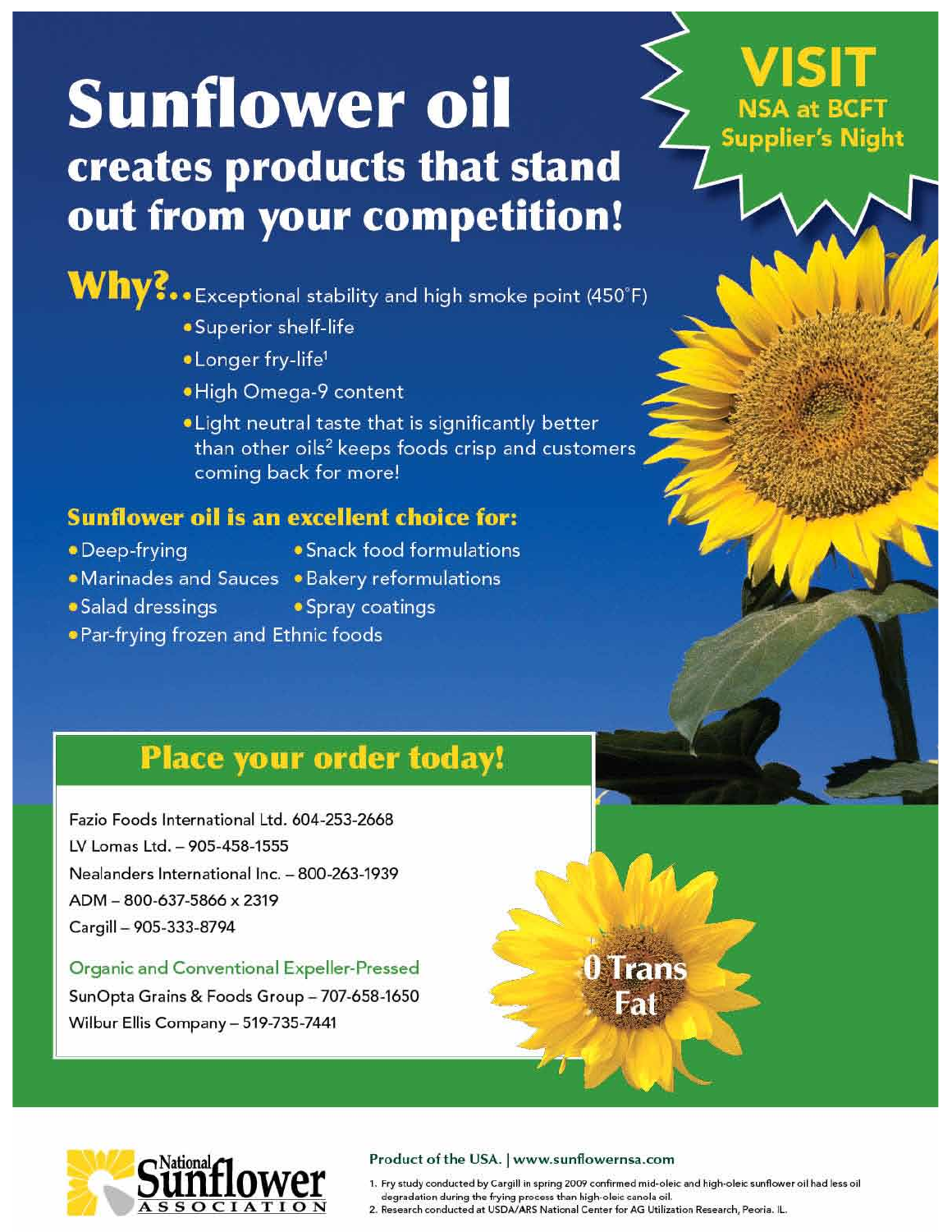# Sunflower oil

## creates products that stand out from your competition!

**VISIT**
**NSA at BCFT Supplier's Night**

**Why?..**

- Exceptional stability and high smoke point (450°F)
- Superior shelf-life
- Longer fry-life[1]
- High Omega-9 content
- Light neutral taste that is significantly better than other oils[2] keeps foods crisp and customers coming back for more!

### Sunflower oil is an excellent choice for:

- Deep-frying
- Snack food formulations
- Marinades and Sauces
- Bakery reformulations
- Salad dressings
- Spray coatings
- Par-frying frozen and Ethnic foods

## Place your order today!

Fazio Foods International Ltd. 604-253-2668
LV Lomas Ltd. – 905-458-1555
Nealanders International Inc. – 800-263-1939
ADM – 800-637-5866 x 2319
Cargill – 905-333-8794

**Organic and Conventional Expeller-Pressed**

SunOpta Grains & Foods Group – 707-658-1650
Wilbur Ellis Company – 519-735-7441

**0 Trans Fat**

National Sunflower Association

Product of the USA. | www.sunflowernsa.com

1. Fry study conducted by Cargill in spring 2009 confirmed mid-oleic and high-oleic sunflower oil had less oil degradation during the frying process than high-oleic canola oil.
2. Research conducted at USDA/ARS National Center for AG Utilization Research, Peoria, IL.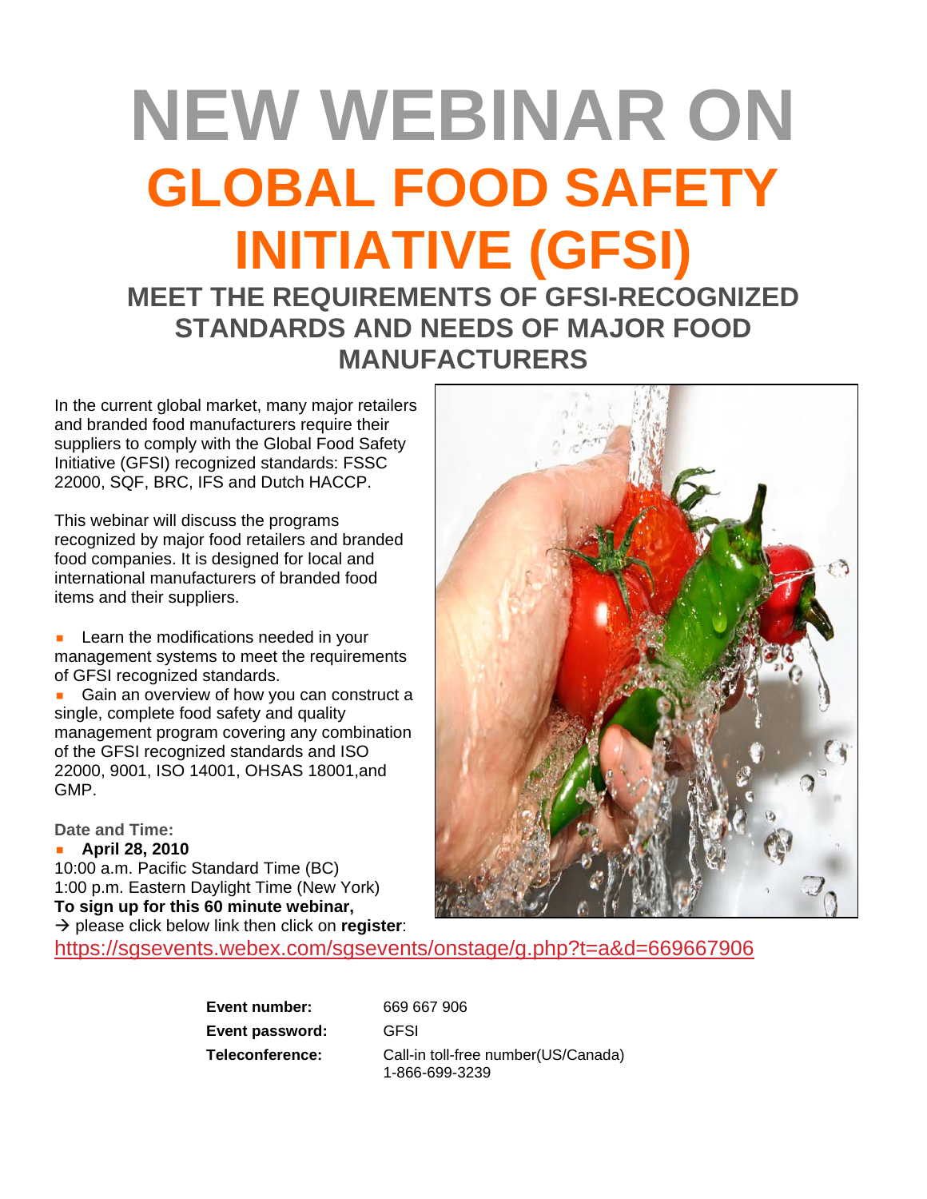# NEW WEBINAR ON

# GLOBAL FOOD SAFETY INITIATIVE (GFSI)

## MEET THE REQUIREMENTS OF GFSI-RECOGNIZED STANDARDS AND NEEDS OF MAJOR FOOD MANUFACTURERS

In the current global market, many major retailers and branded food manufacturers require their suppliers to comply with the Global Food Safety Initiative (GFSI) recognized standards: FSSC 22000, SQF, BRC, IFS and Dutch HACCP.

This webinar will discuss the programs recognized by major food retailers and branded food companies. It is designed for local and international manufacturers of branded food items and their suppliers.

- Learn the modifications needed in your management systems to meet the requirements of GFSI recognized standards.
- Gain an overview of how you can construct a single, complete food safety and quality management program covering any combination of the GFSI recognized standards and ISO 22000, 9001, ISO 14001, OHSAS 18001,and GMP.

**Date and Time:**

- **April 28, 2010**

10:00 a.m. Pacific Standard Time (BC)
1:00 p.m. Eastern Daylight Time (New York)
**To sign up for this 60 minute webinar,**
→ please click below link then click on **register**:
https://sgsevents.webex.com/sgsevents/onstage/g.php?t=a&d=669667906

| | |
|---|---|
| **Event number:** | 669 667 906 |
| **Event password:** | GFSI |
| **Teleconference:** | Call-in toll-free number(US/Canada) 1-866-699-3239 |